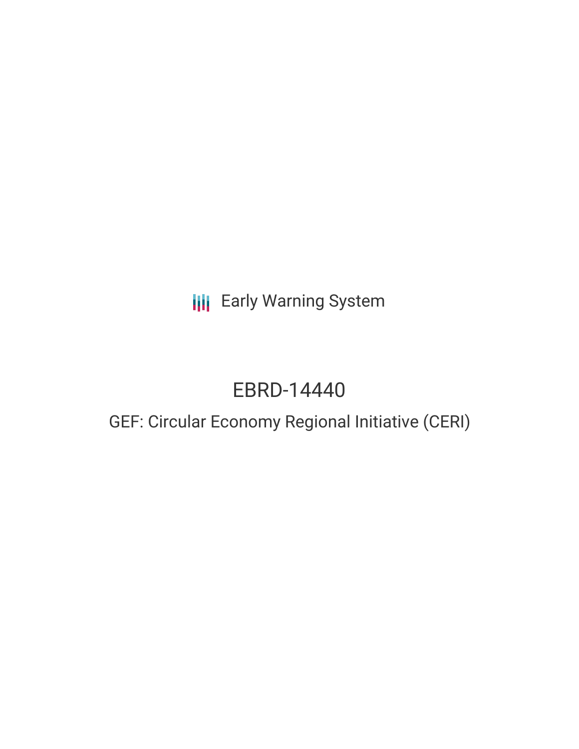Early Warning System

# EBRD-14440

## GEF: Circular Economy Regional Initiative (CERI)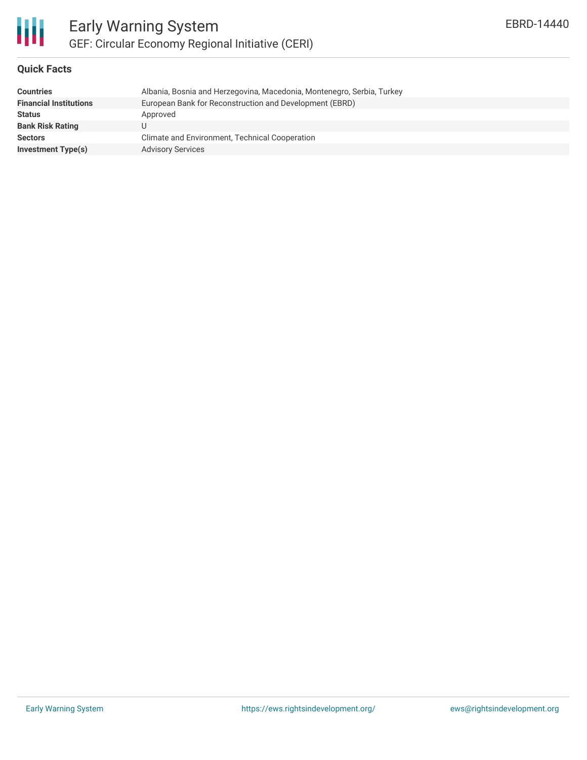# Early Warning System

## GEF: Circular Economy Regional Initiative (CERI)

EBRD-14440

### Quick Facts

| | |
|---|---|
| **Countries** | Albania, Bosnia and Herzegovina, Macedonia, Montenegro, Serbia, Turkey |
| **Financial Institutions** | European Bank for Reconstruction and Development (EBRD) |
| **Status** | Approved |
| **Bank Risk Rating** | U |
| **Sectors** | Climate and Environment, Technical Cooperation |
| **Investment Type(s)** | Advisory Services |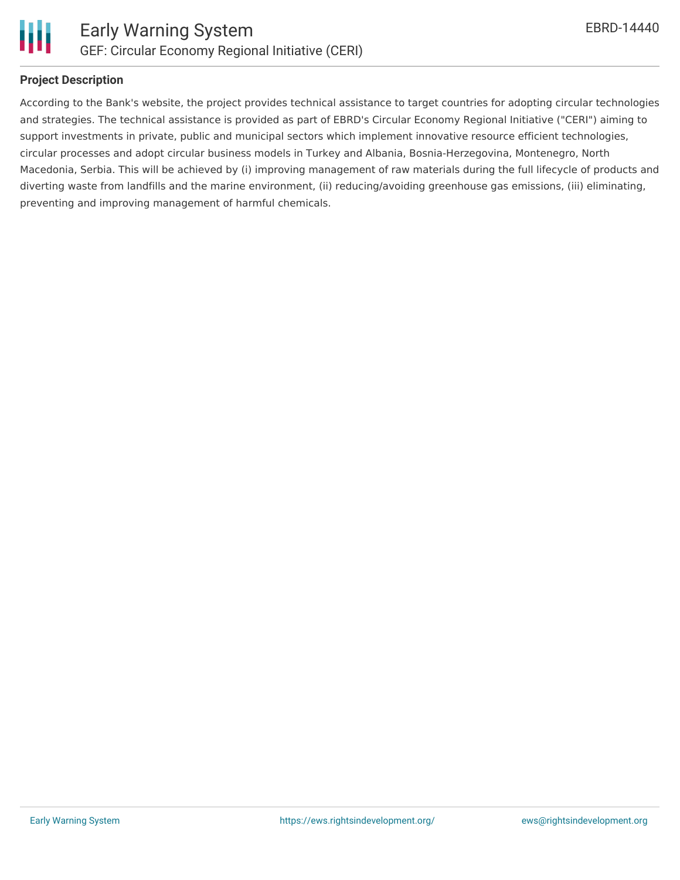## Project Description

According to the Bank's website, the project provides technical assistance to target countries for adopting circular technologies and strategies. The technical assistance is provided as part of EBRD's Circular Economy Regional Initiative ("CERI") aiming to support investments in private, public and municipal sectors which implement innovative resource efficient technologies, circular processes and adopt circular business models in Turkey and Albania, Bosnia-Herzegovina, Montenegro, North Macedonia, Serbia. This will be achieved by (i) improving management of raw materials during the full lifecycle of products and diverting waste from landfills and the marine environment, (ii) reducing/avoiding greenhouse gas emissions, (iii) eliminating, preventing and improving management of harmful chemicals.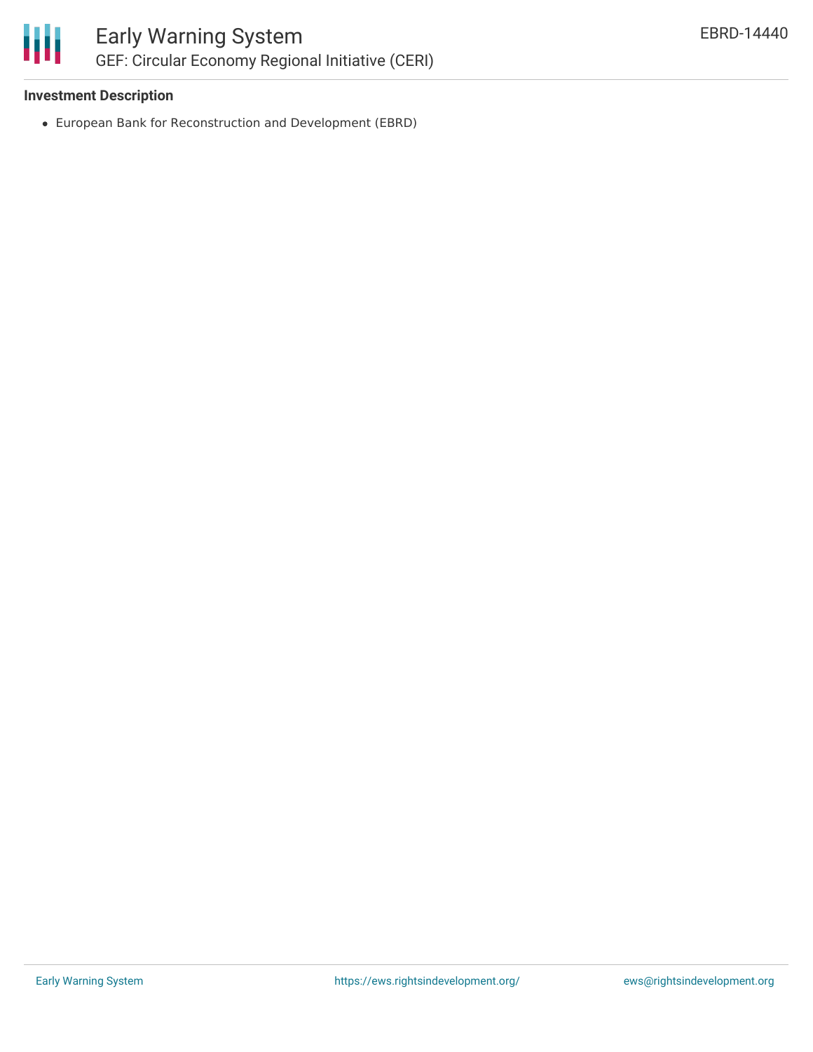### Investment Description

- European Bank for Reconstruction and Development (EBRD)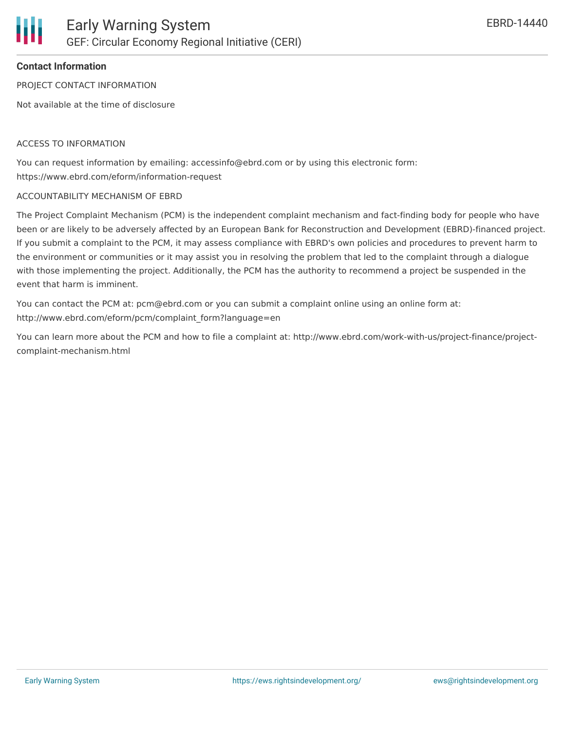## Contact Information

PROJECT CONTACT INFORMATION

Not available at the time of disclosure

ACCESS TO INFORMATION

You can request information by emailing: accessinfo@ebrd.com or by using this electronic form: https://www.ebrd.com/eform/information-request

ACCOUNTABILITY MECHANISM OF EBRD

The Project Complaint Mechanism (PCM) is the independent complaint mechanism and fact-finding body for people who have been or are likely to be adversely affected by an European Bank for Reconstruction and Development (EBRD)-financed project. If you submit a complaint to the PCM, it may assess compliance with EBRD's own policies and procedures to prevent harm to the environment or communities or it may assist you in resolving the problem that led to the complaint through a dialogue with those implementing the project. Additionally, the PCM has the authority to recommend a project be suspended in the event that harm is imminent.

You can contact the PCM at: pcm@ebrd.com or you can submit a complaint online using an online form at: http://www.ebrd.com/eform/pcm/complaint_form?language=en

You can learn more about the PCM and how to file a complaint at: http://www.ebrd.com/work-with-us/project-finance/project-complaint-mechanism.html